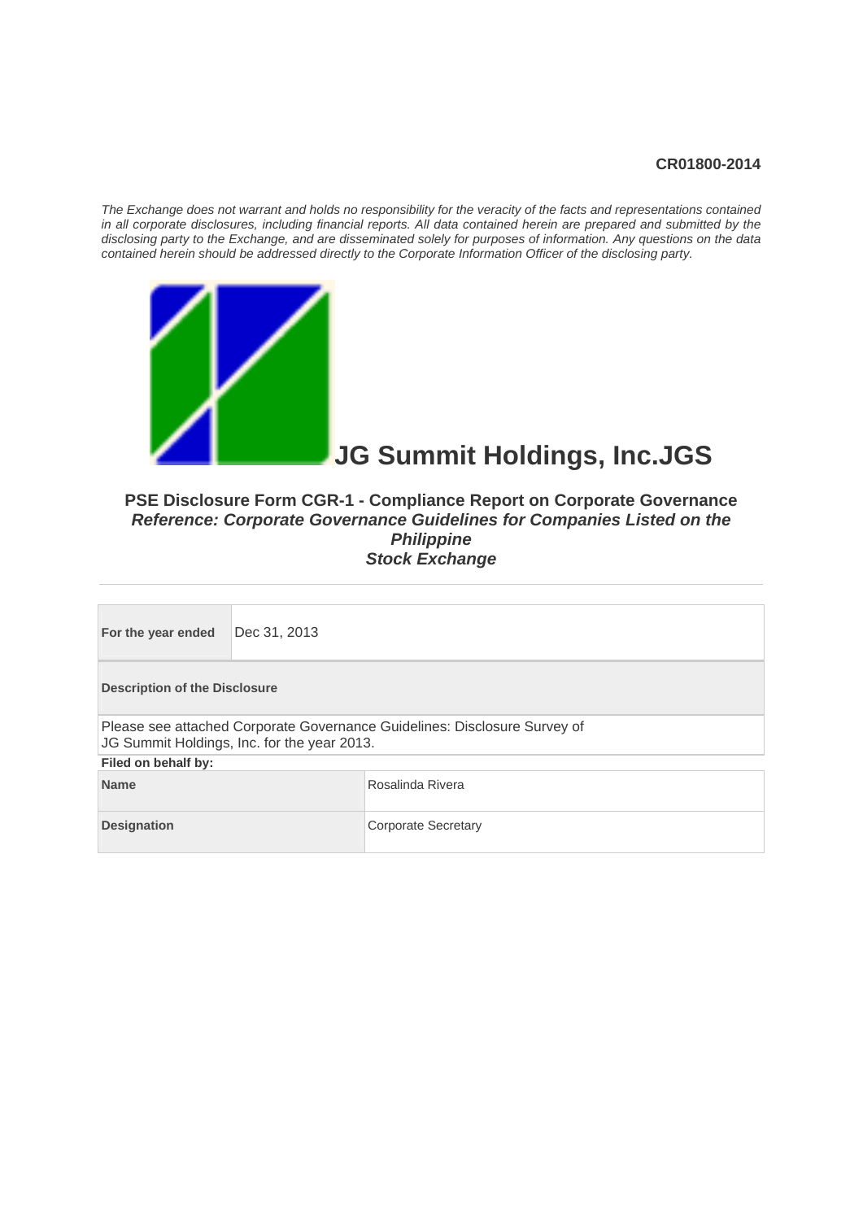CR01800-2014

*The Exchange does not warrant and holds no responsibility for the veracity of the facts and representations contained in all corporate disclosures, including financial reports. All data contained herein are prepared and submitted by the disclosing party to the Exchange, and are disseminated solely for purposes of information. Any questions on the data contained herein should be addressed directly to the Corporate Information Officer of the disclosing party.*

# JG Summit Holdings, Inc.JGS

## PSE Disclosure Form CGR-1 - Compliance Report on Corporate Governance
### *Reference: Corporate Governance Guidelines for Companies Listed on the Philippine Stock Exchange*

---

| **For the year ended** | Dec 31, 2013 |
|---|---|

**Description of the Disclosure**

Please see attached Corporate Governance Guidelines: Disclosure Survey of JG Summit Holdings, Inc. for the year 2013.

**Filed on behalf by:**

| **Name** | Rosalinda Rivera |
|---|---|
| **Designation** | Corporate Secretary |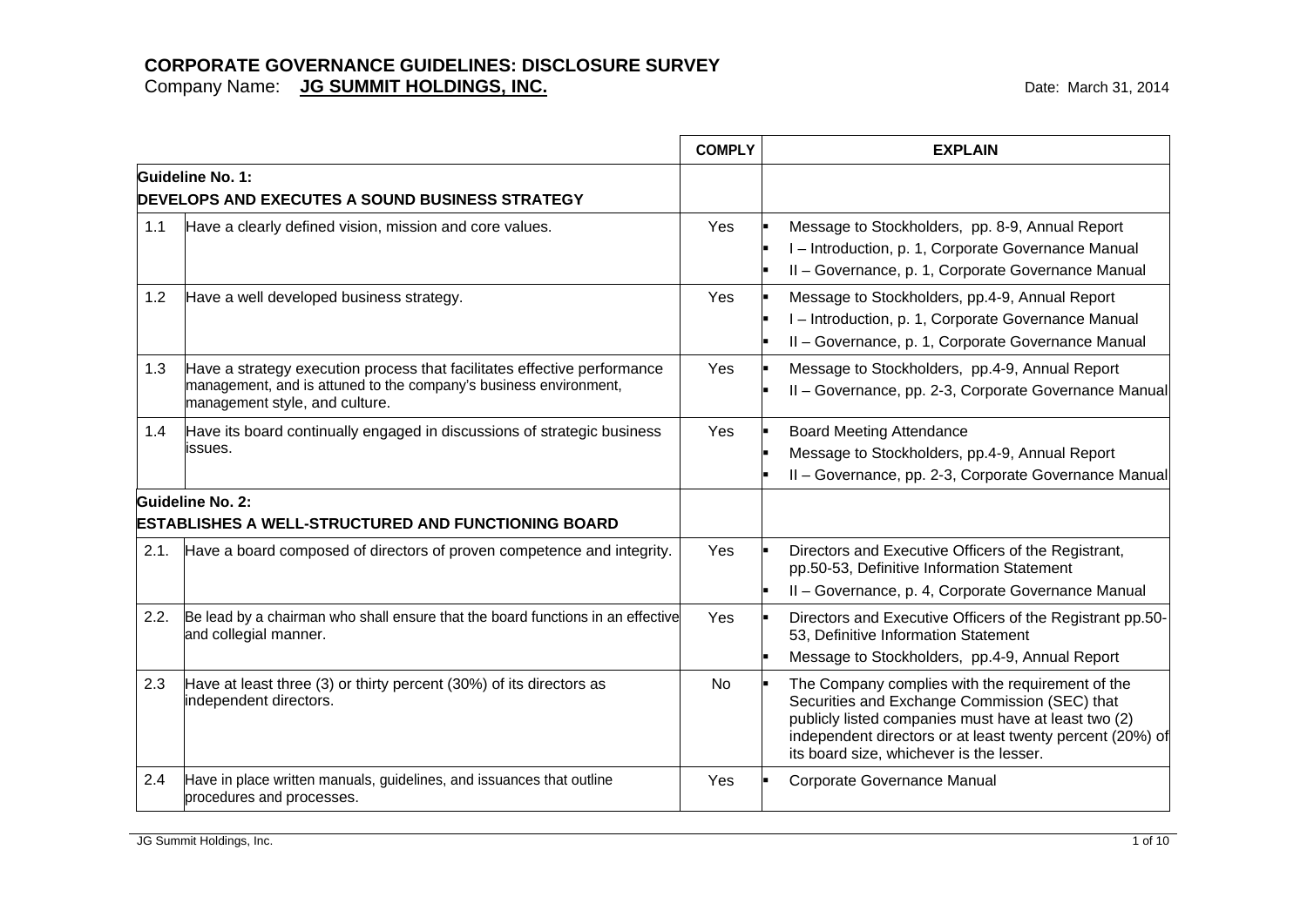# CORPORATE GOVERNANCE GUIDELINES: DISCLOSURE SURVEY

Company Name: **JG SUMMIT HOLDINGS, INC.**

Date: March 31, 2014

| | | COMPLY | EXPLAIN |
|---|---|---|---|
| **Guideline No. 1: DEVELOPS AND EXECUTES A SOUND BUSINESS STRATEGY** | | | |
| 1.1 | Have a clearly defined vision, mission and core values. | Yes | ▪ Message to Stockholders, pp. 8-9, Annual Report<br>▪ I – Introduction, p. 1, Corporate Governance Manual<br>▪ II – Governance, p. 1, Corporate Governance Manual |
| 1.2 | Have a well developed business strategy. | Yes | ▪ Message to Stockholders, pp.4-9, Annual Report<br>▪ I – Introduction, p. 1, Corporate Governance Manual<br>▪ II – Governance, p. 1, Corporate Governance Manual |
| 1.3 | Have a strategy execution process that facilitates effective performance management, and is attuned to the company's business environment, management style, and culture. | Yes | ▪ Message to Stockholders, pp.4-9, Annual Report<br>▪ II – Governance, pp. 2-3, Corporate Governance Manual |
| 1.4 | Have its board continually engaged in discussions of strategic business issues. | Yes | ▪ Board Meeting Attendance<br>▪ Message to Stockholders, pp.4-9, Annual Report<br>▪ II – Governance, pp. 2-3, Corporate Governance Manual |
| **Guideline No. 2: ESTABLISHES A WELL-STRUCTURED AND FUNCTIONING BOARD** | | | |
| 2.1. | Have a board composed of directors of proven competence and integrity. | Yes | ▪ Directors and Executive Officers of the Registrant, pp.50-53, Definitive Information Statement<br>▪ II – Governance, p. 4, Corporate Governance Manual |
| 2.2. | Be lead by a chairman who shall ensure that the board functions in an effective and collegial manner. | Yes | ▪ Directors and Executive Officers of the Registrant pp.50-53, Definitive Information Statement<br>▪ Message to Stockholders, pp.4-9, Annual Report |
| 2.3 | Have at least three (3) or thirty percent (30%) of its directors as independent directors. | No | ▪ The Company complies with the requirement of the Securities and Exchange Commission (SEC) that publicly listed companies must have at least two (2) independent directors or at least twenty percent (20%) of its board size, whichever is the lesser. |
| 2.4 | Have in place written manuals, guidelines, and issuances that outline procedures and processes. | Yes | ▪ Corporate Governance Manual |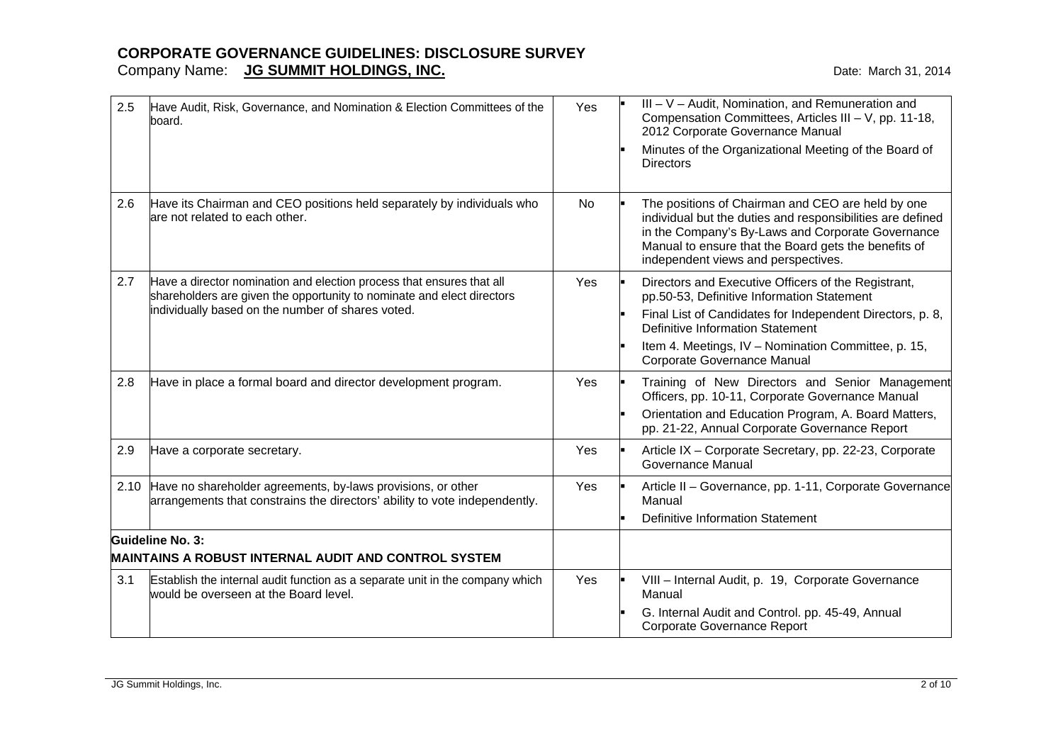# CORPORATE GOVERNANCE GUIDELINES: DISCLOSURE SURVEY

Company Name: **JG SUMMIT HOLDINGS, INC.** Date: March 31, 2014

| | | | |
|---|---|---|---|
| 2.5 | Have Audit, Risk, Governance, and Nomination & Election Committees of the board. | Yes | ▪ III – V – Audit, Nomination, and Remuneration and Compensation Committees, Articles III – V, pp. 11-18, 2012 Corporate Governance Manual<br>▪ Minutes of the Organizational Meeting of the Board of Directors |
| 2.6 | Have its Chairman and CEO positions held separately by individuals who are not related to each other. | No | ▪ The positions of Chairman and CEO are held by one individual but the duties and responsibilities are defined in the Company's By-Laws and Corporate Governance Manual to ensure that the Board gets the benefits of independent views and perspectives. |
| 2.7 | Have a director nomination and election process that ensures that all shareholders are given the opportunity to nominate and elect directors individually based on the number of shares voted. | Yes | ▪ Directors and Executive Officers of the Registrant, pp.50-53, Definitive Information Statement<br>▪ Final List of Candidates for Independent Directors, p. 8, Definitive Information Statement<br>▪ Item 4. Meetings, IV – Nomination Committee, p. 15, Corporate Governance Manual |
| 2.8 | Have in place a formal board and director development program. | Yes | ▪ Training of New Directors and Senior Management Officers, pp. 10-11, Corporate Governance Manual<br>▪ Orientation and Education Program, A. Board Matters, pp. 21-22, Annual Corporate Governance Report |
| 2.9 | Have a corporate secretary. | Yes | ▪ Article IX – Corporate Secretary, pp. 22-23, Corporate Governance Manual |
| 2.10 | Have no shareholder agreements, by-laws provisions, or other arrangements that constrains the directors' ability to vote independently. | Yes | ▪ Article II – Governance, pp. 1-11, Corporate Governance Manual<br>▪ Definitive Information Statement |
| **Guideline No. 3:**<br>**MAINTAINS A ROBUST INTERNAL AUDIT AND CONTROL SYSTEM** | | | |
| 3.1 | Establish the internal audit function as a separate unit in the company which would be overseen at the Board level. | Yes | ▪ VIII – Internal Audit, p. 19, Corporate Governance Manual<br>▪ G. Internal Audit and Control. pp. 45-49, Annual Corporate Governance Report |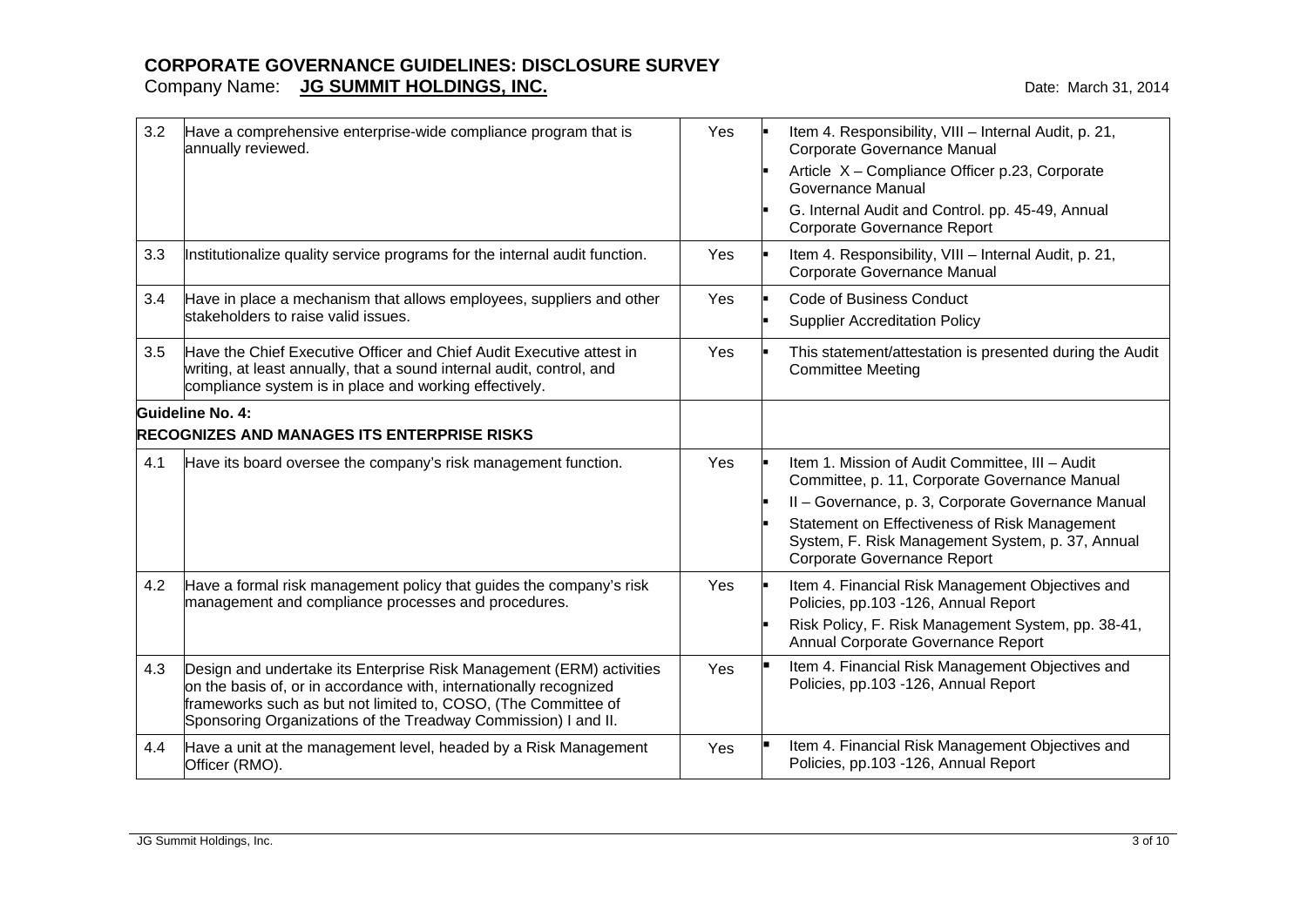| | | | |
|---|---|---|---|
| 3.2 | Have a comprehensive enterprise-wide compliance program that is annually reviewed. | Yes | ▪ Item 4. Responsibility, VIII – Internal Audit, p. 21, Corporate Governance Manual<br>▪ Article X – Compliance Officer p.23, Corporate Governance Manual<br>▪ G. Internal Audit and Control. pp. 45-49, Annual Corporate Governance Report |
| 3.3 | Institutionalize quality service programs for the internal audit function. | Yes | ▪ Item 4. Responsibility, VIII – Internal Audit, p. 21, Corporate Governance Manual |
| 3.4 | Have in place a mechanism that allows employees, suppliers and other stakeholders to raise valid issues. | Yes | ▪ Code of Business Conduct<br>▪ Supplier Accreditation Policy |
| 3.5 | Have the Chief Executive Officer and Chief Audit Executive attest in writing, at least annually, that a sound internal audit, control, and compliance system is in place and working effectively. | Yes | ▪ This statement/attestation is presented during the Audit Committee Meeting |
| **Guideline No. 4:**<br>**RECOGNIZES AND MANAGES ITS ENTERPRISE RISKS** | | | |
| 4.1 | Have its board oversee the company's risk management function. | Yes | ▪ Item 1. Mission of Audit Committee, III – Audit Committee, p. 11, Corporate Governance Manual<br>▪ II – Governance, p. 3, Corporate Governance Manual<br>▪ Statement on Effectiveness of Risk Management System, F. Risk Management System, p. 37, Annual Corporate Governance Report |
| 4.2 | Have a formal risk management policy that guides the company's risk management and compliance processes and procedures. | Yes | ▪ Item 4. Financial Risk Management Objectives and Policies, pp.103 -126, Annual Report<br>▪ Risk Policy, F. Risk Management System, pp. 38-41, Annual Corporate Governance Report |
| 4.3 | Design and undertake its Enterprise Risk Management (ERM) activities on the basis of, or in accordance with, internationally recognized frameworks such as but not limited to, COSO, (The Committee of Sponsoring Organizations of the Treadway Commission) I and II. | Yes | ▪ Item 4. Financial Risk Management Objectives and Policies, pp.103 -126, Annual Report |
| 4.4 | Have a unit at the management level, headed by a Risk Management Officer (RMO). | Yes | ▪ Item 4. Financial Risk Management Objectives and Policies, pp.103 -126, Annual Report |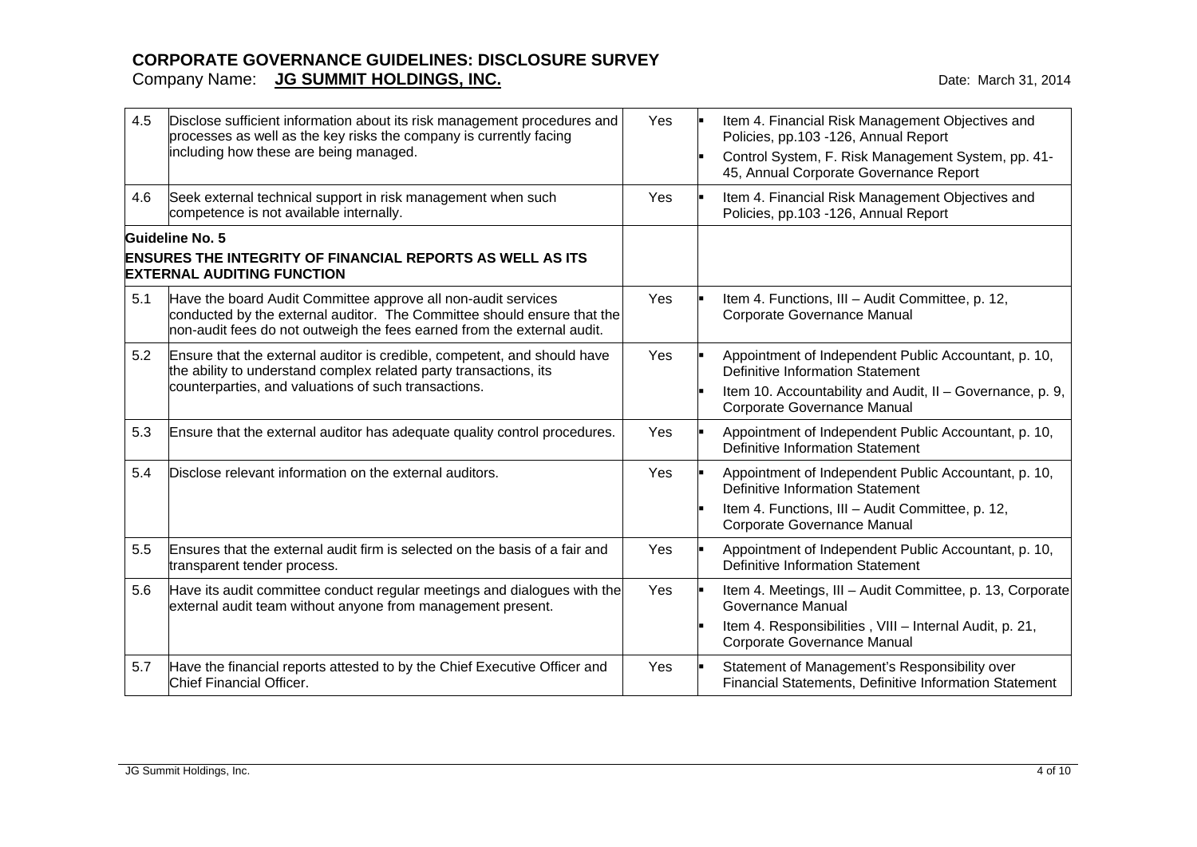## CORPORATE GOVERNANCE GUIDELINES: DISCLOSURE SURVEY

Company Name: **JG SUMMIT HOLDINGS, INC.**

Date: March 31, 2014

| | | | |
|---|---|---|---|
| 4.5 | Disclose sufficient information about its risk management procedures and processes as well as the key risks the company is currently facing including how these are being managed. | Yes | ▪ Item 4. Financial Risk Management Objectives and Policies, pp.103 -126, Annual Report<br>▪ Control System, F. Risk Management System, pp. 41-45, Annual Corporate Governance Report |
| 4.6 | Seek external technical support in risk management when such competence is not available internally. | Yes | ▪ Item 4. Financial Risk Management Objectives and Policies, pp.103 -126, Annual Report |
| **Guideline No. 5**<br>**ENSURES THE INTEGRITY OF FINANCIAL REPORTS AS WELL AS ITS EXTERNAL AUDITING FUNCTION** | | | |
| 5.1 | Have the board Audit Committee approve all non-audit services conducted by the external auditor. The Committee should ensure that the non-audit fees do not outweigh the fees earned from the external audit. | Yes | ▪ Item 4. Functions, III – Audit Committee, p. 12, Corporate Governance Manual |
| 5.2 | Ensure that the external auditor is credible, competent, and should have the ability to understand complex related party transactions, its counterparties, and valuations of such transactions. | Yes | ▪ Appointment of Independent Public Accountant, p. 10, Definitive Information Statement<br>▪ Item 10. Accountability and Audit, II – Governance, p. 9, Corporate Governance Manual |
| 5.3 | Ensure that the external auditor has adequate quality control procedures. | Yes | ▪ Appointment of Independent Public Accountant, p. 10, Definitive Information Statement |
| 5.4 | Disclose relevant information on the external auditors. | Yes | ▪ Appointment of Independent Public Accountant, p. 10, Definitive Information Statement<br>▪ Item 4. Functions, III – Audit Committee, p. 12, Corporate Governance Manual |
| 5.5 | Ensures that the external audit firm is selected on the basis of a fair and transparent tender process. | Yes | ▪ Appointment of Independent Public Accountant, p. 10, Definitive Information Statement |
| 5.6 | Have its audit committee conduct regular meetings and dialogues with the external audit team without anyone from management present. | Yes | ▪ Item 4. Meetings, III – Audit Committee, p. 13, Corporate Governance Manual<br>▪ Item 4. Responsibilities , VIII – Internal Audit, p. 21, Corporate Governance Manual |
| 5.7 | Have the financial reports attested to by the Chief Executive Officer and Chief Financial Officer. | Yes | ▪ Statement of Management's Responsibility over Financial Statements, Definitive Information Statement |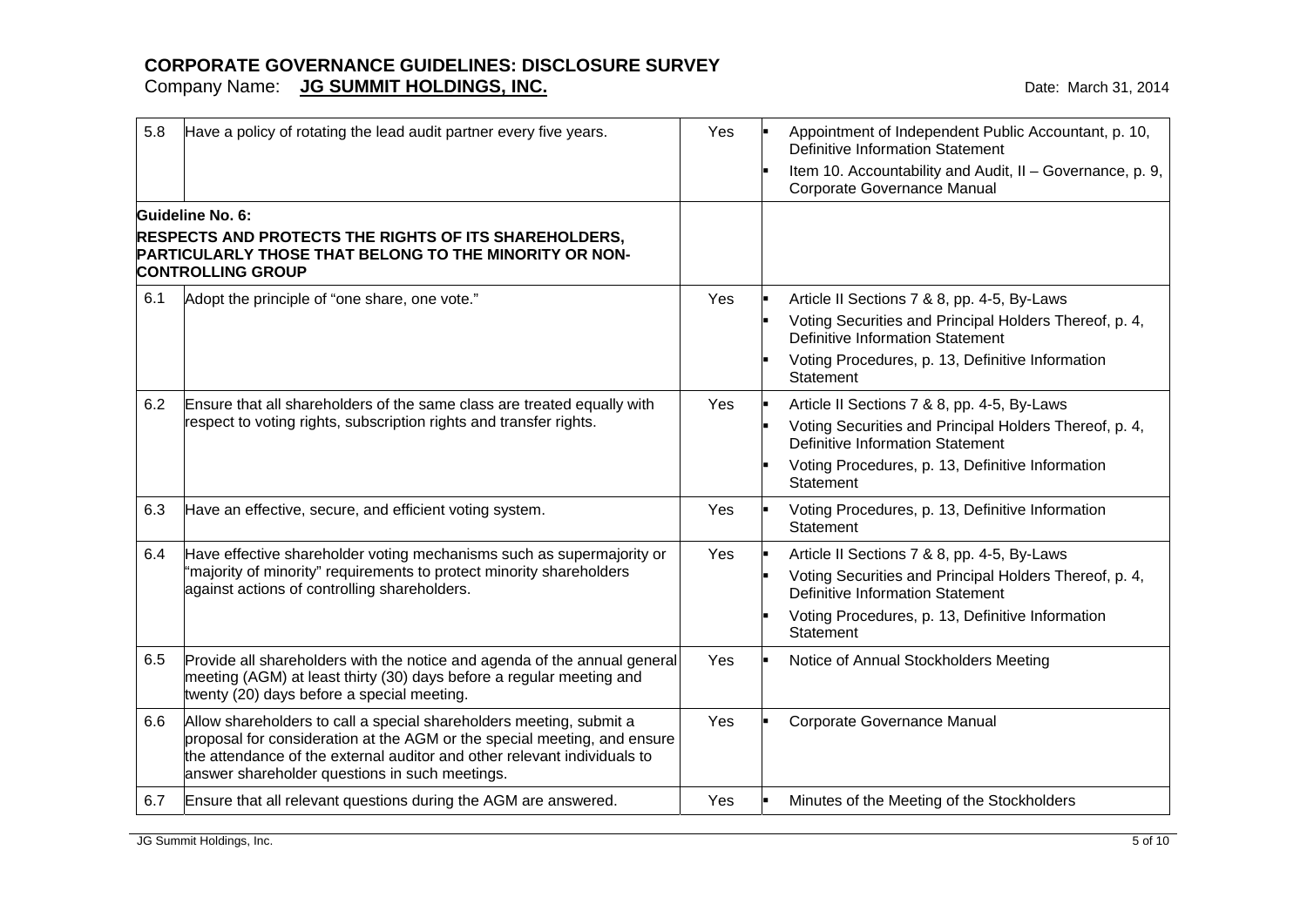# CORPORATE GOVERNANCE GUIDELINES: DISCLOSURE SURVEY

Company Name: **JG SUMMIT HOLDINGS, INC.** Date: March 31, 2014

| | | | |
|---|---|---|---|
| 5.8 | Have a policy of rotating the lead audit partner every five years. | Yes | ▪ Appointment of Independent Public Accountant, p. 10, Definitive Information Statement<br>▪ Item 10. Accountability and Audit, II – Governance, p. 9, Corporate Governance Manual |
| **Guideline No. 6:**<br>**RESPECTS AND PROTECTS THE RIGHTS OF ITS SHAREHOLDERS, PARTICULARLY THOSE THAT BELONG TO THE MINORITY OR NON-CONTROLLING GROUP** | | | |
| 6.1 | Adopt the principle of "one share, one vote." | Yes | ▪ Article II Sections 7 & 8, pp. 4-5, By-Laws<br>▪ Voting Securities and Principal Holders Thereof, p. 4, Definitive Information Statement<br>▪ Voting Procedures, p. 13, Definitive Information Statement |
| 6.2 | Ensure that all shareholders of the same class are treated equally with respect to voting rights, subscription rights and transfer rights. | Yes | ▪ Article II Sections 7 & 8, pp. 4-5, By-Laws<br>▪ Voting Securities and Principal Holders Thereof, p. 4, Definitive Information Statement<br>▪ Voting Procedures, p. 13, Definitive Information Statement |
| 6.3 | Have an effective, secure, and efficient voting system. | Yes | ▪ Voting Procedures, p. 13, Definitive Information Statement |
| 6.4 | Have effective shareholder voting mechanisms such as supermajority or "majority of minority" requirements to protect minority shareholders against actions of controlling shareholders. | Yes | ▪ Article II Sections 7 & 8, pp. 4-5, By-Laws<br>▪ Voting Securities and Principal Holders Thereof, p. 4, Definitive Information Statement<br>▪ Voting Procedures, p. 13, Definitive Information Statement |
| 6.5 | Provide all shareholders with the notice and agenda of the annual general meeting (AGM) at least thirty (30) days before a regular meeting and twenty (20) days before a special meeting. | Yes | ▪ Notice of Annual Stockholders Meeting |
| 6.6 | Allow shareholders to call a special shareholders meeting, submit a proposal for consideration at the AGM or the special meeting, and ensure the attendance of the external auditor and other relevant individuals to answer shareholder questions in such meetings. | Yes | ▪ Corporate Governance Manual |
| 6.7 | Ensure that all relevant questions during the AGM are answered. | Yes | ▪ Minutes of the Meeting of the Stockholders |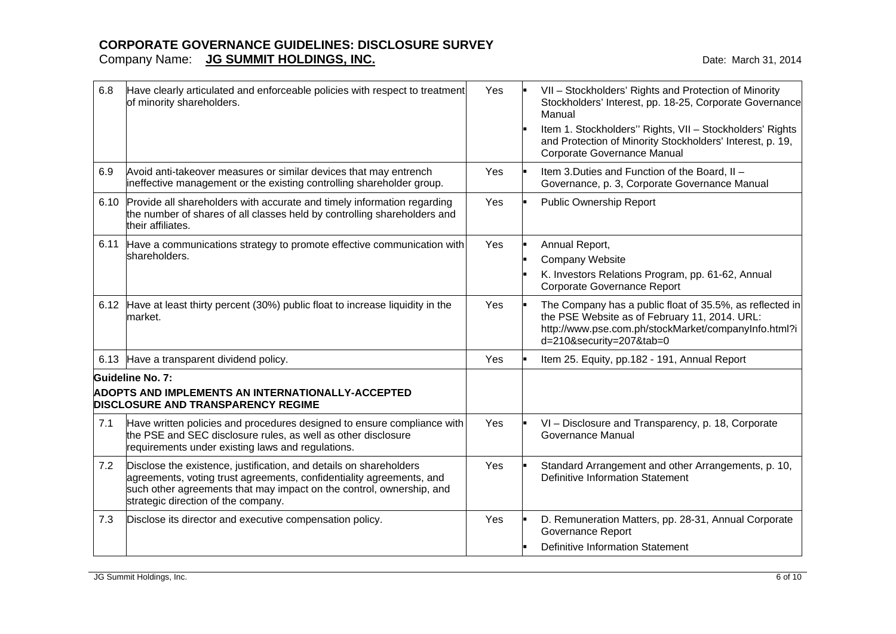# CORPORATE GOVERNANCE GUIDELINES: DISCLOSURE SURVEY

Company Name: **JG SUMMIT HOLDINGS, INC.** Date: March 31, 2014

| | | | |
|---|---|---|---|
| 6.8 | Have clearly articulated and enforceable policies with respect to treatment of minority shareholders. | Yes | ▪ VII – Stockholders' Rights and Protection of Minority Stockholders' Interest, pp. 18-25, Corporate Governance Manual<br>▪ Item 1. Stockholders'' Rights, VII – Stockholders' Rights and Protection of Minority Stockholders' Interest, p. 19, Corporate Governance Manual |
| 6.9 | Avoid anti-takeover measures or similar devices that may entrench ineffective management or the existing controlling shareholder group. | Yes | ▪ Item 3.Duties and Function of the Board, II – Governance, p. 3, Corporate Governance Manual |
| 6.10 | Provide all shareholders with accurate and timely information regarding the number of shares of all classes held by controlling shareholders and their affiliates. | Yes | ▪ Public Ownership Report |
| 6.11 | Have a communications strategy to promote effective communication with shareholders. | Yes | ▪ Annual Report,<br>▪ Company Website<br>▪ K. Investors Relations Program, pp. 61-62, Annual Corporate Governance Report |
| 6.12 | Have at least thirty percent (30%) public float to increase liquidity in the market. | Yes | ▪ The Company has a public float of 35.5%, as reflected in the PSE Website as of February 11, 2014. URL: http://www.pse.com.ph/stockMarket/companyInfo.html?id=210&security=207&tab=0 |
| 6.13 | Have a transparent dividend policy. | Yes | ▪ Item 25. Equity, pp.182 - 191, Annual Report |
| **Guideline No. 7:**<br>**ADOPTS AND IMPLEMENTS AN INTERNATIONALLY-ACCEPTED DISCLOSURE AND TRANSPARENCY REGIME** | | | |
| 7.1 | Have written policies and procedures designed to ensure compliance with the PSE and SEC disclosure rules, as well as other disclosure requirements under existing laws and regulations. | Yes | ▪ VI – Disclosure and Transparency, p. 18, Corporate Governance Manual |
| 7.2 | Disclose the existence, justification, and details on shareholders agreements, voting trust agreements, confidentiality agreements, and such other agreements that may impact on the control, ownership, and strategic direction of the company. | Yes | ▪ Standard Arrangement and other Arrangements, p. 10, Definitive Information Statement |
| 7.3 | Disclose its director and executive compensation policy. | Yes | ▪ D. Remuneration Matters, pp. 28-31, Annual Corporate Governance Report<br>▪ Definitive Information Statement |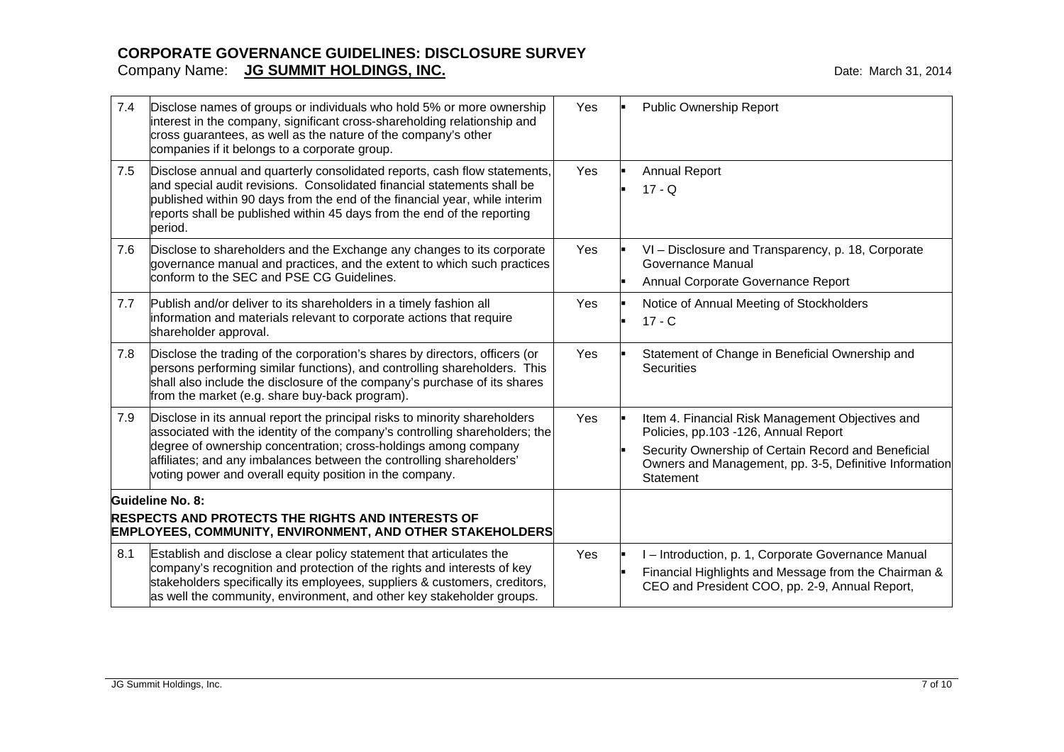# CORPORATE GOVERNANCE GUIDELINES: DISCLOSURE SURVEY

Company Name: **JG SUMMIT HOLDINGS, INC.** Date: March 31, 2014

| | | | |
|---|---|---|---|
| 7.4 | Disclose names of groups or individuals who hold 5% or more ownership interest in the company, significant cross-shareholding relationship and cross guarantees, as well as the nature of the company's other companies if it belongs to a corporate group. | Yes | ▪ Public Ownership Report |
| 7.5 | Disclose annual and quarterly consolidated reports, cash flow statements, and special audit revisions. Consolidated financial statements shall be published within 90 days from the end of the financial year, while interim reports shall be published within 45 days from the end of the reporting period. | Yes | ▪ Annual Report<br>▪ 17 - Q |
| 7.6 | Disclose to shareholders and the Exchange any changes to its corporate governance manual and practices, and the extent to which such practices conform to the SEC and PSE CG Guidelines. | Yes | ▪ VI – Disclosure and Transparency, p. 18, Corporate Governance Manual<br>▪ Annual Corporate Governance Report |
| 7.7 | Publish and/or deliver to its shareholders in a timely fashion all information and materials relevant to corporate actions that require shareholder approval. | Yes | ▪ Notice of Annual Meeting of Stockholders<br>▪ 17 - C |
| 7.8 | Disclose the trading of the corporation's shares by directors, officers (or persons performing similar functions), and controlling shareholders. This shall also include the disclosure of the company's purchase of its shares from the market (e.g. share buy-back program). | Yes | ▪ Statement of Change in Beneficial Ownership and Securities |
| 7.9 | Disclose in its annual report the principal risks to minority shareholders associated with the identity of the company's controlling shareholders; the degree of ownership concentration; cross-holdings among company affiliates; and any imbalances between the controlling shareholders' voting power and overall equity position in the company. | Yes | ▪ Item 4. Financial Risk Management Objectives and Policies, pp.103 -126, Annual Report<br>▪ Security Ownership of Certain Record and Beneficial Owners and Management, pp. 3-5, Definitive Information Statement |
| **Guideline No. 8:**<br>**RESPECTS AND PROTECTS THE RIGHTS AND INTERESTS OF EMPLOYEES, COMMUNITY, ENVIRONMENT, AND OTHER STAKEHOLDERS** | | | |
| 8.1 | Establish and disclose a clear policy statement that articulates the company's recognition and protection of the rights and interests of key stakeholders specifically its employees, suppliers & customers, creditors, as well the community, environment, and other key stakeholder groups. | Yes | ▪ I – Introduction, p. 1, Corporate Governance Manual<br>▪ Financial Highlights and Message from the Chairman & CEO and President COO, pp. 2-9, Annual Report, |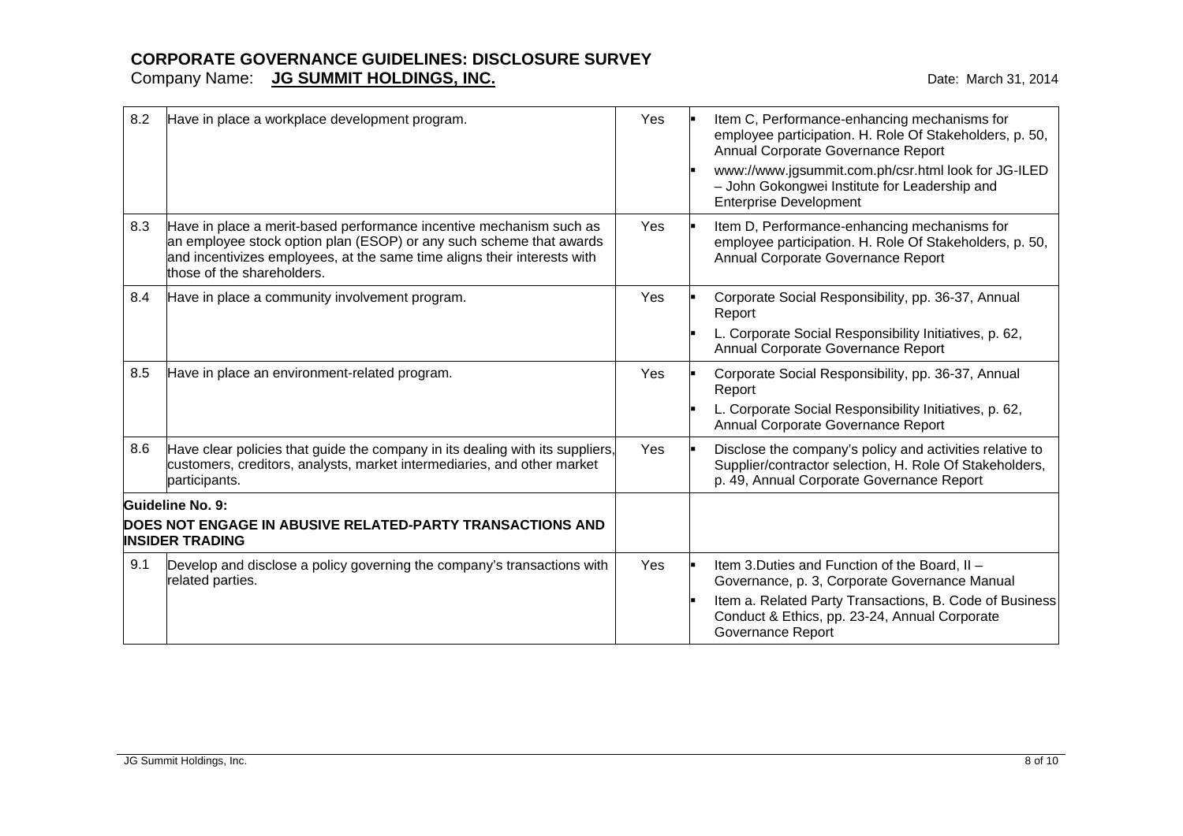**CORPORATE GOVERNANCE GUIDELINES: DISCLOSURE SURVEY**

Company Name: **JG SUMMIT HOLDINGS, INC.**

Date: March 31, 2014

| | | | |
|---|---|---|---|
| 8.2 | Have in place a workplace development program. | Yes | ▪ Item C, Performance-enhancing mechanisms for employee participation. H. Role Of Stakeholders, p. 50, Annual Corporate Governance Report<br>▪ www://www.jgsummit.com.ph/csr.html look for JG-ILED – John Gokongwei Institute for Leadership and Enterprise Development |
| 8.3 | Have in place a merit-based performance incentive mechanism such as an employee stock option plan (ESOP) or any such scheme that awards and incentivizes employees, at the same time aligns their interests with those of the shareholders. | Yes | ▪ Item D, Performance-enhancing mechanisms for employee participation. H. Role Of Stakeholders, p. 50, Annual Corporate Governance Report |
| 8.4 | Have in place a community involvement program. | Yes | ▪ Corporate Social Responsibility, pp. 36-37, Annual Report<br>▪ L. Corporate Social Responsibility Initiatives, p. 62, Annual Corporate Governance Report |
| 8.5 | Have in place an environment-related program. | Yes | ▪ Corporate Social Responsibility, pp. 36-37, Annual Report<br>▪ L. Corporate Social Responsibility Initiatives, p. 62, Annual Corporate Governance Report |
| 8.6 | Have clear policies that guide the company in its dealing with its suppliers, customers, creditors, analysts, market intermediaries, and other market participants. | Yes | ▪ Disclose the company's policy and activities relative to Supplier/contractor selection, H. Role Of Stakeholders, p. 49, Annual Corporate Governance Report |
| | **Guideline No. 9:**<br>**DOES NOT ENGAGE IN ABUSIVE RELATED-PARTY TRANSACTIONS AND INSIDER TRADING** | | |
| 9.1 | Develop and disclose a policy governing the company's transactions with related parties. | Yes | ▪ Item 3.Duties and Function of the Board, II – Governance, p. 3, Corporate Governance Manual<br>▪ Item a. Related Party Transactions, B. Code of Business Conduct & Ethics, pp. 23-24, Annual Corporate Governance Report |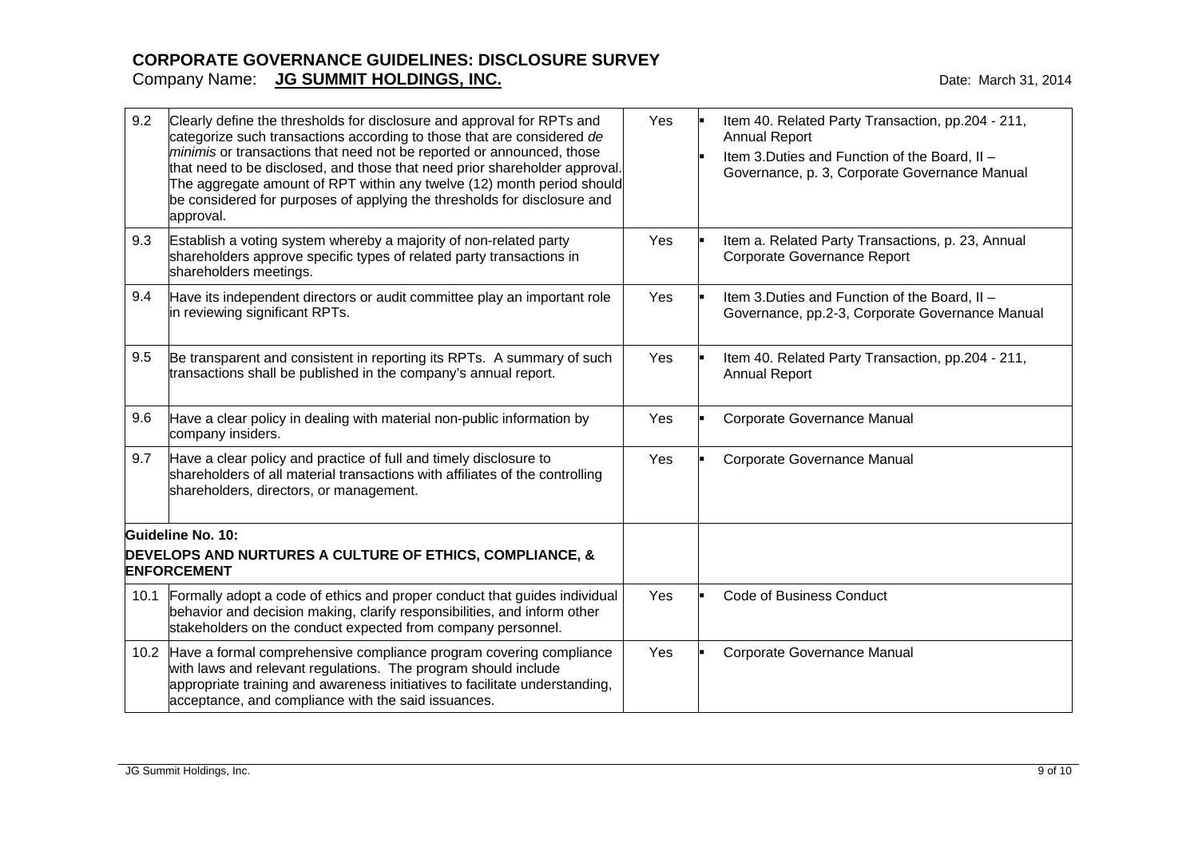# CORPORATE GOVERNANCE GUIDELINES: DISCLOSURE SURVEY

Company Name: **JG SUMMIT HOLDINGS, INC.** Date: March 31, 2014

| | | | |
|---|---|---|---|
| 9.2 | Clearly define the thresholds for disclosure and approval for RPTs and categorize such transactions according to those that are considered *de minimis* or transactions that need not be reported or announced, those that need to be disclosed, and those that need prior shareholder approval. The aggregate amount of RPT within any twelve (12) month period should be considered for purposes of applying the thresholds for disclosure and approval. | Yes | ▪ Item 40. Related Party Transaction, pp.204 - 211, Annual Report<br>▪ Item 3.Duties and Function of the Board, II – Governance, p. 3, Corporate Governance Manual |
| 9.3 | Establish a voting system whereby a majority of non-related party shareholders approve specific types of related party transactions in shareholders meetings. | Yes | ▪ Item a. Related Party Transactions, p. 23, Annual Corporate Governance Report |
| 9.4 | Have its independent directors or audit committee play an important role in reviewing significant RPTs. | Yes | ▪ Item 3.Duties and Function of the Board, II – Governance, pp.2-3, Corporate Governance Manual |
| 9.5 | Be transparent and consistent in reporting its RPTs. A summary of such transactions shall be published in the company's annual report. | Yes | ▪ Item 40. Related Party Transaction, pp.204 - 211, Annual Report |
| 9.6 | Have a clear policy in dealing with material non-public information by company insiders. | Yes | ▪ Corporate Governance Manual |
| 9.7 | Have a clear policy and practice of full and timely disclosure to shareholders of all material transactions with affiliates of the controlling shareholders, directors, or management. | Yes | ▪ Corporate Governance Manual |
| **Guideline No. 10:**<br>**DEVELOPS AND NURTURES A CULTURE OF ETHICS, COMPLIANCE, & ENFORCEMENT** | | | |
| 10.1 | Formally adopt a code of ethics and proper conduct that guides individual behavior and decision making, clarify responsibilities, and inform other stakeholders on the conduct expected from company personnel. | Yes | ▪ Code of Business Conduct |
| 10.2 | Have a formal comprehensive compliance program covering compliance with laws and relevant regulations. The program should include appropriate training and awareness initiatives to facilitate understanding, acceptance, and compliance with the said issuances. | Yes | ▪ Corporate Governance Manual |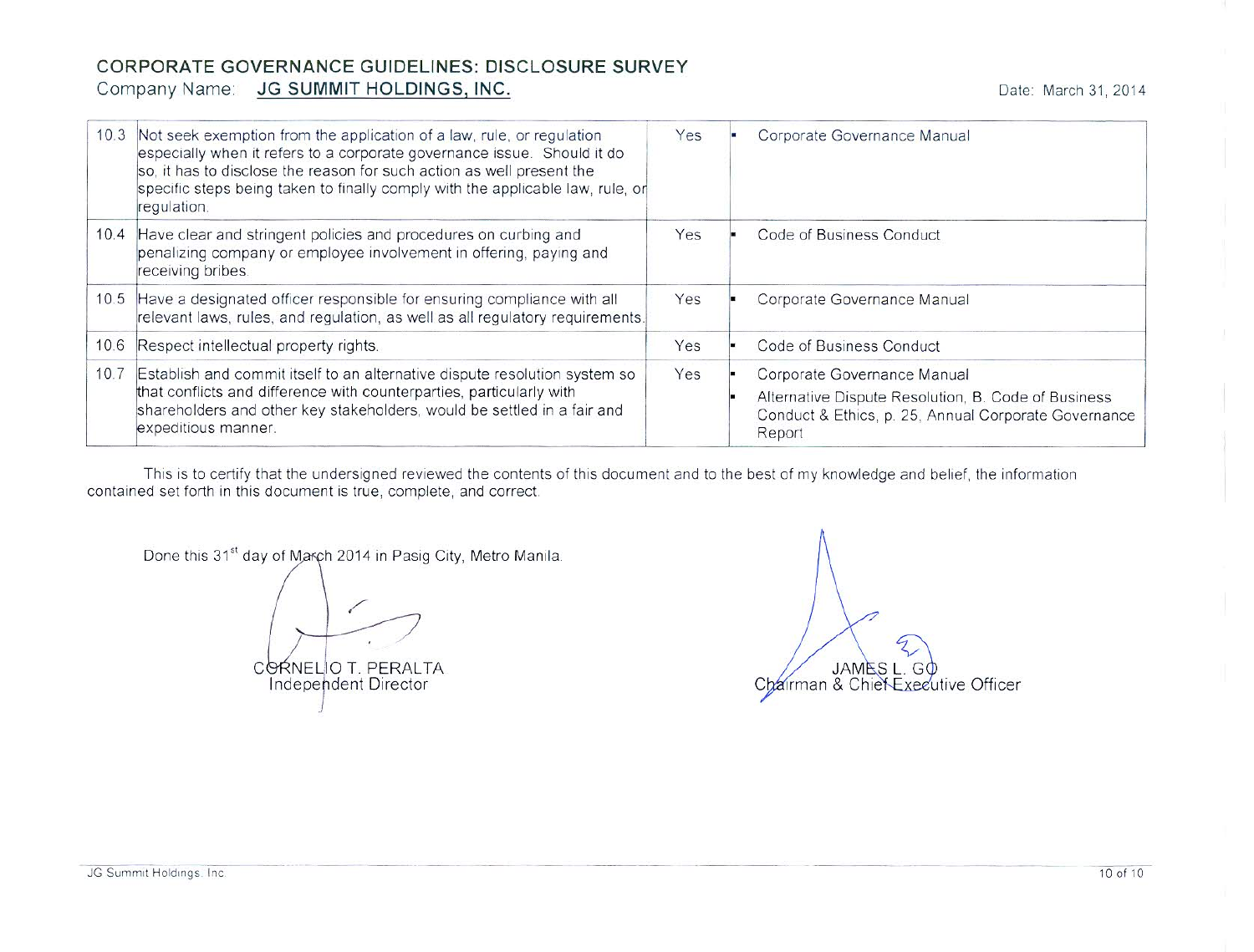## CORPORATE GOVERNANCE GUIDELINES: DISCLOSURE SURVEY

Company Name: **JG SUMMIT HOLDINGS, INC.**

Date: March 31, 2014

| | | | |
|---|---|---|---|
| 10.3 | Not seek exemption from the application of a law, rule, or regulation especially when it refers to a corporate governance issue. Should it do so, it has to disclose the reason for such action as well present the specific steps being taken to finally comply with the applicable law, rule, or regulation. | Yes | • Corporate Governance Manual |
| 10.4 | Have clear and stringent policies and procedures on curbing and penalizing company or employee involvement in offering, paying and receiving bribes. | Yes | • Code of Business Conduct |
| 10.5 | Have a designated officer responsible for ensuring compliance with all relevant laws, rules, and regulation, as well as all regulatory requirements. | Yes | • Corporate Governance Manual |
| 10.6 | Respect intellectual property rights. | Yes | • Code of Business Conduct |
| 10.7 | Establish and commit itself to an alternative dispute resolution system so that conflicts and difference with counterparties, particularly with shareholders and other key stakeholders, would be settled in a fair and expeditious manner. | Yes | • Corporate Governance Manual<br>• Alternative Dispute Resolution, B. Code of Business Conduct & Ethics, p. 25, Annual Corporate Governance Report |

This is to certify that the undersigned reviewed the contents of this document and to the best of my knowledge and belief, the information contained set forth in this document is true, complete, and correct.

Done this 31st day of March 2014 in Pasig City, Metro Manila.

CORNELIO T. PERALTA
Independent Director

JAMES L. GO
Chairman & Chief Executive Officer